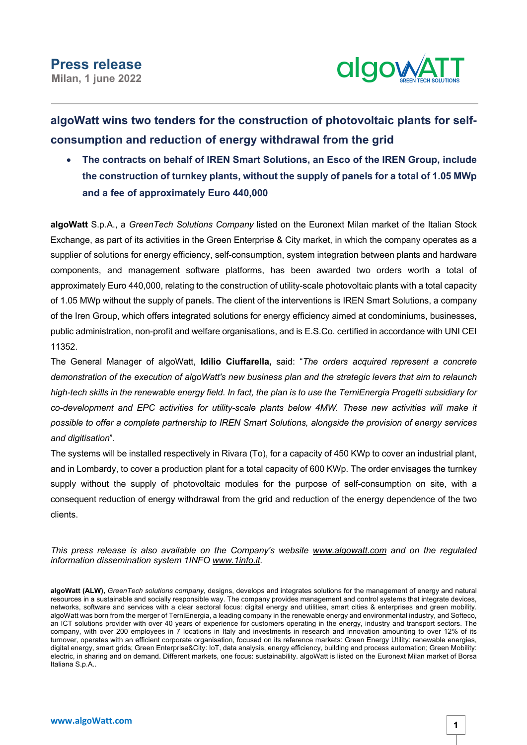# Press release

**Milan, 1 june 2022**

## algoWatt wins two tenders for the construction of photovoltaic plants for self-consumption and reduction of energy withdrawal from the grid

- **The contracts on behalf of IREN Smart Solutions, an Esco of the IREN Group, include the construction of turnkey plants, without the supply of panels for a total of 1.05 MWp and a fee of approximately Euro 440,000**

**algoWatt** S.p.A., a *GreenTech Solutions Company* listed on the Euronext Milan market of the Italian Stock Exchange, as part of its activities in the Green Enterprise & City market, in which the company operates as a supplier of solutions for energy efficiency, self-consumption, system integration between plants and hardware components, and management software platforms, has been awarded two orders worth a total of approximately Euro 440,000, relating to the construction of utility-scale photovoltaic plants with a total capacity of 1.05 MWp without the supply of panels. The client of the interventions is IREN Smart Solutions, a company of the Iren Group, which offers integrated solutions for energy efficiency aimed at condominiums, businesses, public administration, non-profit and welfare organisations, and is E.S.Co. certified in accordance with UNI CEI 11352.

The General Manager of algoWatt, **Idilio Ciuffarella,** said: "*The orders acquired represent a concrete demonstration of the execution of algoWatt's new business plan and the strategic levers that aim to relaunch high-tech skills in the renewable energy field. In fact, the plan is to use the TerniEnergia Progetti subsidiary for co-development and EPC activities for utility-scale plants below 4MW. These new activities will make it possible to offer a complete partnership to IREN Smart Solutions, alongside the provision of energy services and digitisation*".

The systems will be installed respectively in Rivara (To), for a capacity of 450 KWp to cover an industrial plant, and in Lombardy, to cover a production plant for a total capacity of 600 KWp. The order envisages the turnkey supply without the supply of photovoltaic modules for the purpose of self-consumption on site, with a consequent reduction of energy withdrawal from the grid and reduction of the energy dependence of the two clients.

*This press release is also available on the Company's website www.algowatt.com and on the regulated information dissemination system 1INFO www.1info.it.*

**algoWatt (ALW),** *GreenTech solutions company,* designs, develops and integrates solutions for the management of energy and natural resources in a sustainable and socially responsible way. The company provides management and control systems that integrate devices, networks, software and services with a clear sectoral focus: digital energy and utilities, smart cities & enterprises and green mobility. algoWatt was born from the merger of TerniEnergia, a leading company in the renewable energy and environmental industry, and Softeco, an ICT solutions provider with over 40 years of experience for customers operating in the energy, industry and transport sectors. The company, with over 200 employees in 7 locations in Italy and investments in research and innovation amounting to over 12% of its turnover, operates with an efficient corporate organisation, focused on its reference markets: Green Energy Utility: renewable energies, digital energy, smart grids; Green Enterprise&City: IoT, data analysis, energy efficiency, building and process automation; Green Mobility: electric, in sharing and on demand. Different markets, one focus: sustainability. algoWatt is listed on the Euronext Milan market of Borsa Italiana S.p.A..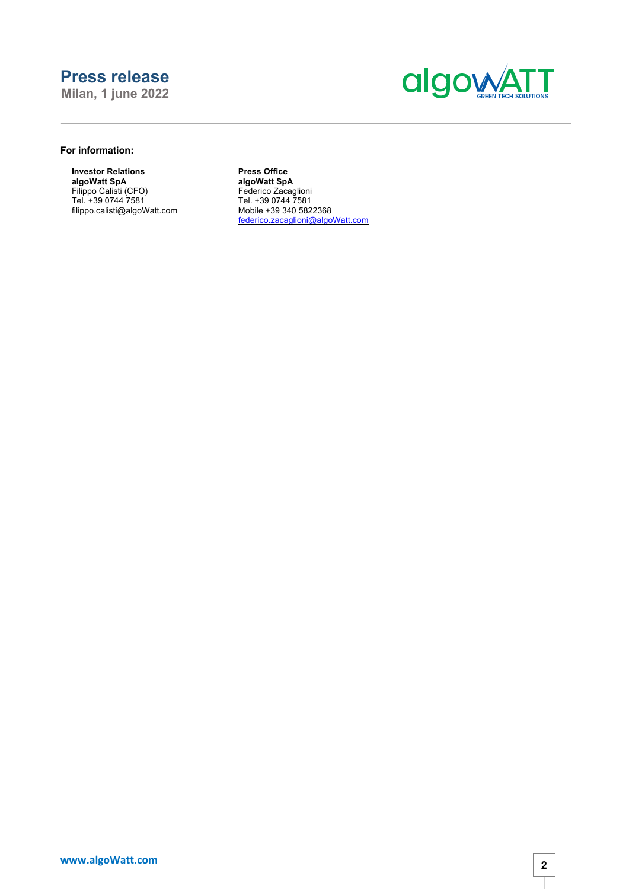**For information:**

**Investor Relations**
**algoWatt SpA**
Filippo Calisti (CFO)
Tel. +39 0744 7581
filippo.calisti@algoWatt.com

**Press Office**
**algoWatt SpA**
Federico Zacaglioni
Tel. +39 0744 7581
Mobile +39 340 5822368
federico.zacaglioni@algoWatt.com